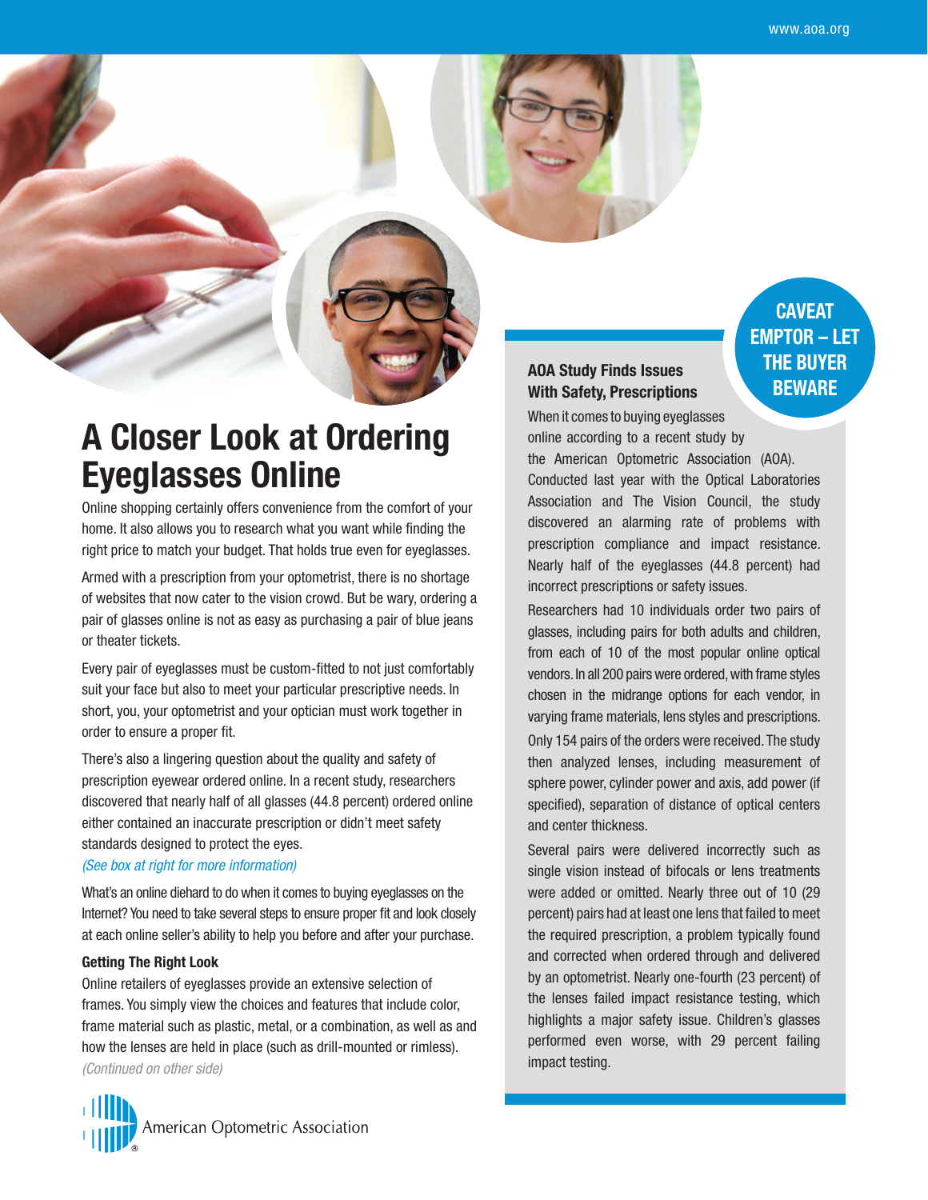# A Closer Look at Ordering Eyeglasses Online

Online shopping certainly offers convenience from the comfort of your home. It also allows you to research what you want while finding the right price to match your budget. That holds true even for eyeglasses.

Armed with a prescription from your optometrist, there is no shortage of websites that now cater to the vision crowd. But be wary, ordering a pair of glasses online is not as easy as purchasing a pair of blue jeans or theater tickets.

Every pair of eyeglasses must be custom-fitted to not just comfortably suit your face but also to meet your particular prescriptive needs. In short, you, your optometrist and your optician must work together in order to ensure a proper fit.

There's also a lingering question about the quality and safety of prescription eyewear ordered online. In a recent study, researchers discovered that nearly half of all glasses (44.8 percent) ordered online either contained an inaccurate prescription or didn't meet safety standards designed to protect the eyes.

*(See box at right for more information)*

What's an online diehard to do when it comes to buying eyeglasses on the Internet? You need to take several steps to ensure proper fit and look closely at each online seller's ability to help you before and after your purchase.

### Getting The Right Look

Online retailers of eyeglasses provide an extensive selection of frames. You simply view the choices and features that include color, frame material such as plastic, metal, or a combination, as well as and how the lenses are held in place (such as drill-mounted or rimless).

*(Continued on other side)*

American Optometric Association

## CAVEAT EMPTOR – LET THE BUYER BEWARE

### AOA Study Finds Issues With Safety, Prescriptions

When it comes to buying eyeglasses online according to a recent study by the American Optometric Association (AOA). Conducted last year with the Optical Laboratories Association and The Vision Council, the study discovered an alarming rate of problems with prescription compliance and impact resistance. Nearly half of the eyeglasses (44.8 percent) had incorrect prescriptions or safety issues.

Researchers had 10 individuals order two pairs of glasses, including pairs for both adults and children, from each of 10 of the most popular online optical vendors. In all 200 pairs were ordered, with frame styles chosen in the midrange options for each vendor, in varying frame materials, lens styles and prescriptions.

Only 154 pairs of the orders were received. The study then analyzed lenses, including measurement of sphere power, cylinder power and axis, add power (if specified), separation of distance of optical centers and center thickness.

Several pairs were delivered incorrectly such as single vision instead of bifocals or lens treatments were added or omitted. Nearly three out of 10 (29 percent) pairs had at least one lens that failed to meet the required prescription, a problem typically found and corrected when ordered through and delivered by an optometrist. Nearly one-fourth (23 percent) of the lenses failed impact resistance testing, which highlights a major safety issue. Children's glasses performed even worse, with 29 percent failing impact testing.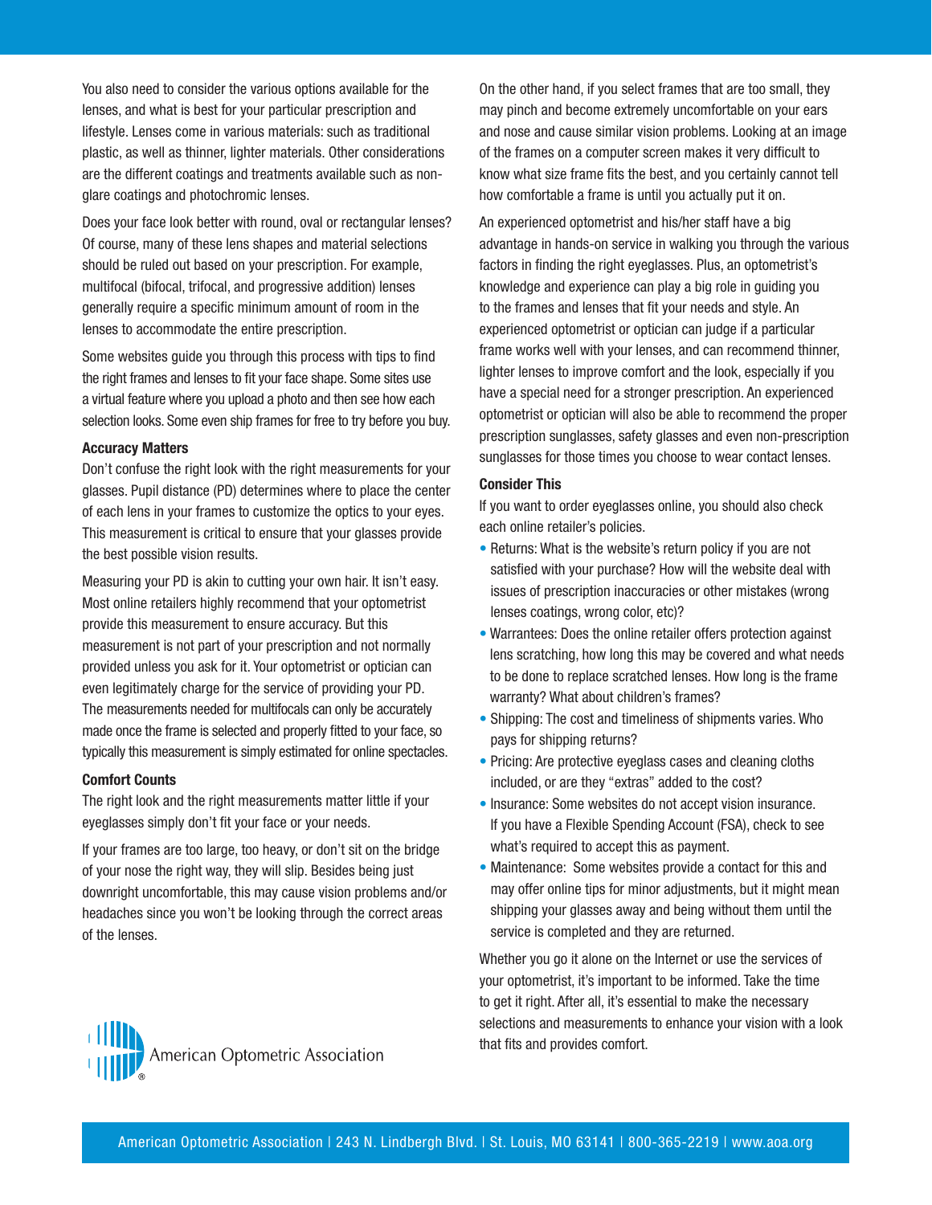You also need to consider the various options available for the lenses, and what is best for your particular prescription and lifestyle. Lenses come in various materials: such as traditional plastic, as well as thinner, lighter materials. Other considerations are the different coatings and treatments available such as non-glare coatings and photochromic lenses.

Does your face look better with round, oval or rectangular lenses? Of course, many of these lens shapes and material selections should be ruled out based on your prescription. For example, multifocal (bifocal, trifocal, and progressive addition) lenses generally require a specific minimum amount of room in the lenses to accommodate the entire prescription.

Some websites guide you through this process with tips to find the right frames and lenses to fit your face shape. Some sites use a virtual feature where you upload a photo and then see how each selection looks. Some even ship frames for free to try before you buy.

### Accuracy Matters

Don't confuse the right look with the right measurements for your glasses. Pupil distance (PD) determines where to place the center of each lens in your frames to customize the optics to your eyes. This measurement is critical to ensure that your glasses provide the best possible vision results.

Measuring your PD is akin to cutting your own hair. It isn't easy. Most online retailers highly recommend that your optometrist provide this measurement to ensure accuracy. But this measurement is not part of your prescription and not normally provided unless you ask for it. Your optometrist or optician can even legitimately charge for the service of providing your PD. The measurements needed for multifocals can only be accurately made once the frame is selected and properly fitted to your face, so typically this measurement is simply estimated for online spectacles.

### Comfort Counts

The right look and the right measurements matter little if your eyeglasses simply don't fit your face or your needs.

If your frames are too large, too heavy, or don't sit on the bridge of your nose the right way, they will slip. Besides being just downright uncomfortable, this may cause vision problems and/or headaches since you won't be looking through the correct areas of the lenses.

On the other hand, if you select frames that are too small, they may pinch and become extremely uncomfortable on your ears and nose and cause similar vision problems. Looking at an image of the frames on a computer screen makes it very difficult to know what size frame fits the best, and you certainly cannot tell how comfortable a frame is until you actually put it on.

An experienced optometrist and his/her staff have a big advantage in hands-on service in walking you through the various factors in finding the right eyeglasses. Plus, an optometrist's knowledge and experience can play a big role in guiding you to the frames and lenses that fit your needs and style. An experienced optometrist or optician can judge if a particular frame works well with your lenses, and can recommend thinner, lighter lenses to improve comfort and the look, especially if you have a special need for a stronger prescription. An experienced optometrist or optician will also be able to recommend the proper prescription sunglasses, safety glasses and even non-prescription sunglasses for those times you choose to wear contact lenses.

### Consider This

If you want to order eyeglasses online, you should also check each online retailer's policies.

- Returns: What is the website's return policy if you are not satisfied with your purchase? How will the website deal with issues of prescription inaccuracies or other mistakes (wrong lenses coatings, wrong color, etc)?
- Warrantees: Does the online retailer offers protection against lens scratching, how long this may be covered and what needs to be done to replace scratched lenses. How long is the frame warranty? What about children's frames?
- Shipping: The cost and timeliness of shipments varies. Who pays for shipping returns?
- Pricing: Are protective eyeglass cases and cleaning cloths included, or are they "extras" added to the cost?
- Insurance: Some websites do not accept vision insurance. If you have a Flexible Spending Account (FSA), check to see what's required to accept this as payment.
- Maintenance: Some websites provide a contact for this and may offer online tips for minor adjustments, but it might mean shipping your glasses away and being without them until the service is completed and they are returned.

Whether you go it alone on the Internet or use the services of your optometrist, it's important to be informed. Take the time to get it right. After all, it's essential to make the necessary selections and measurements to enhance your vision with a look that fits and provides comfort.

American Optometric Association

American Optometric Association | 243 N. Lindbergh Blvd. | St. Louis, MO 63141 | 800-365-2219 | www.aoa.org